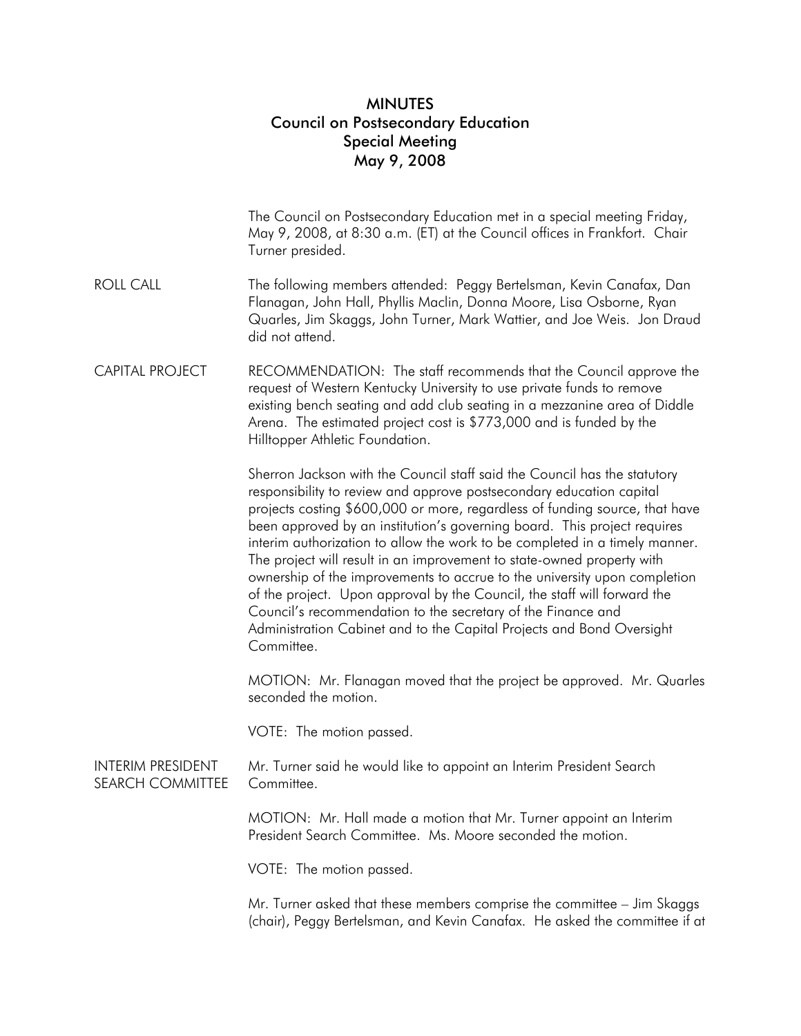# MINUTES
## Council on Postsecondary Education
## Special Meeting
## May 9, 2008

The Council on Postsecondary Education met in a special meeting Friday, May 9, 2008, at 8:30 a.m. (ET) at the Council offices in Frankfort. Chair Turner presided.

**ROLL CALL**

The following members attended: Peggy Bertelsman, Kevin Canafax, Dan Flanagan, John Hall, Phyllis Maclin, Donna Moore, Lisa Osborne, Ryan Quarles, Jim Skaggs, John Turner, Mark Wattier, and Joe Weis. Jon Draud did not attend.

**CAPITAL PROJECT**

RECOMMENDATION: The staff recommends that the Council approve the request of Western Kentucky University to use private funds to remove existing bench seating and add club seating in a mezzanine area of Diddle Arena. The estimated project cost is $773,000 and is funded by the Hilltopper Athletic Foundation.

Sherron Jackson with the Council staff said the Council has the statutory responsibility to review and approve postsecondary education capital projects costing $600,000 or more, regardless of funding source, that have been approved by an institution's governing board. This project requires interim authorization to allow the work to be completed in a timely manner. The project will result in an improvement to state-owned property with ownership of the improvements to accrue to the university upon completion of the project. Upon approval by the Council, the staff will forward the Council's recommendation to the secretary of the Finance and Administration Cabinet and to the Capital Projects and Bond Oversight Committee.

MOTION: Mr. Flanagan moved that the project be approved. Mr. Quarles seconded the motion.

VOTE: The motion passed.

**INTERIM PRESIDENT SEARCH COMMITTEE**

Mr. Turner said he would like to appoint an Interim President Search Committee.

MOTION: Mr. Hall made a motion that Mr. Turner appoint an Interim President Search Committee. Ms. Moore seconded the motion.

VOTE: The motion passed.

Mr. Turner asked that these members comprise the committee – Jim Skaggs (chair), Peggy Bertelsman, and Kevin Canafax. He asked the committee if at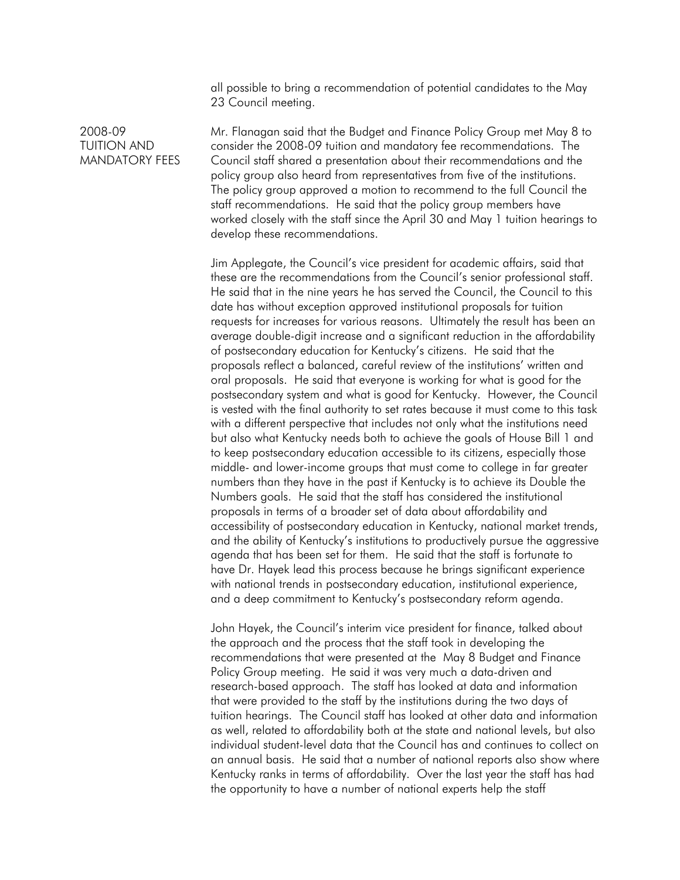all possible to bring a recommendation of potential candidates to the May 23 Council meeting.

## 2008-09 TUITION AND MANDATORY FEES

Mr. Flanagan said that the Budget and Finance Policy Group met May 8 to consider the 2008-09 tuition and mandatory fee recommendations. The Council staff shared a presentation about their recommendations and the policy group also heard from representatives from five of the institutions. The policy group approved a motion to recommend to the full Council the staff recommendations. He said that the policy group members have worked closely with the staff since the April 30 and May 1 tuition hearings to develop these recommendations.

Jim Applegate, the Council's vice president for academic affairs, said that these are the recommendations from the Council's senior professional staff. He said that in the nine years he has served the Council, the Council to this date has without exception approved institutional proposals for tuition requests for increases for various reasons. Ultimately the result has been an average double-digit increase and a significant reduction in the affordability of postsecondary education for Kentucky's citizens. He said that the proposals reflect a balanced, careful review of the institutions' written and oral proposals. He said that everyone is working for what is good for the postsecondary system and what is good for Kentucky. However, the Council is vested with the final authority to set rates because it must come to this task with a different perspective that includes not only what the institutions need but also what Kentucky needs both to achieve the goals of House Bill 1 and to keep postsecondary education accessible to its citizens, especially those middle- and lower-income groups that must come to college in far greater numbers than they have in the past if Kentucky is to achieve its Double the Numbers goals. He said that the staff has considered the institutional proposals in terms of a broader set of data about affordability and accessibility of postsecondary education in Kentucky, national market trends, and the ability of Kentucky's institutions to productively pursue the aggressive agenda that has been set for them. He said that the staff is fortunate to have Dr. Hayek lead this process because he brings significant experience with national trends in postsecondary education, institutional experience, and a deep commitment to Kentucky's postsecondary reform agenda.

John Hayek, the Council's interim vice president for finance, talked about the approach and the process that the staff took in developing the recommendations that were presented at the May 8 Budget and Finance Policy Group meeting. He said it was very much a data-driven and research-based approach. The staff has looked at data and information that were provided to the staff by the institutions during the two days of tuition hearings. The Council staff has looked at other data and information as well, related to affordability both at the state and national levels, but also individual student-level data that the Council has and continues to collect on an annual basis. He said that a number of national reports also show where Kentucky ranks in terms of affordability. Over the last year the staff has had the opportunity to have a number of national experts help the staff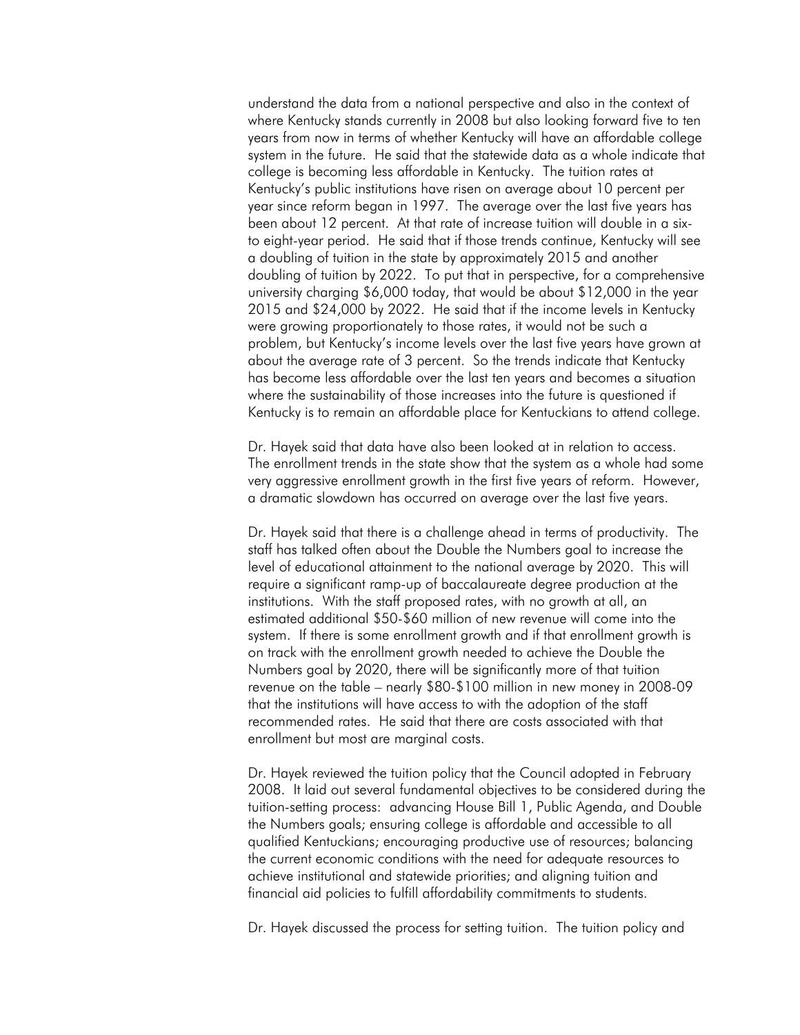understand the data from a national perspective and also in the context of where Kentucky stands currently in 2008 but also looking forward five to ten years from now in terms of whether Kentucky will have an affordable college system in the future. He said that the statewide data as a whole indicate that college is becoming less affordable in Kentucky. The tuition rates at Kentucky's public institutions have risen on average about 10 percent per year since reform began in 1997. The average over the last five years has been about 12 percent. At that rate of increase tuition will double in a six- to eight-year period. He said that if those trends continue, Kentucky will see a doubling of tuition in the state by approximately 2015 and another doubling of tuition by 2022. To put that in perspective, for a comprehensive university charging $6,000 today, that would be about $12,000 in the year 2015 and $24,000 by 2022. He said that if the income levels in Kentucky were growing proportionately to those rates, it would not be such a problem, but Kentucky's income levels over the last five years have grown at about the average rate of 3 percent. So the trends indicate that Kentucky has become less affordable over the last ten years and becomes a situation where the sustainability of those increases into the future is questioned if Kentucky is to remain an affordable place for Kentuckians to attend college.

Dr. Hayek said that data have also been looked at in relation to access. The enrollment trends in the state show that the system as a whole had some very aggressive enrollment growth in the first five years of reform. However, a dramatic slowdown has occurred on average over the last five years.

Dr. Hayek said that there is a challenge ahead in terms of productivity. The staff has talked often about the Double the Numbers goal to increase the level of educational attainment to the national average by 2020. This will require a significant ramp-up of baccalaureate degree production at the institutions. With the staff proposed rates, with no growth at all, an estimated additional $50-$60 million of new revenue will come into the system. If there is some enrollment growth and if that enrollment growth is on track with the enrollment growth needed to achieve the Double the Numbers goal by 2020, there will be significantly more of that tuition revenue on the table – nearly $80-$100 million in new money in 2008-09 that the institutions will have access to with the adoption of the staff recommended rates. He said that there are costs associated with that enrollment but most are marginal costs.

Dr. Hayek reviewed the tuition policy that the Council adopted in February 2008. It laid out several fundamental objectives to be considered during the tuition-setting process: advancing House Bill 1, Public Agenda, and Double the Numbers goals; ensuring college is affordable and accessible to all qualified Kentuckians; encouraging productive use of resources; balancing the current economic conditions with the need for adequate resources to achieve institutional and statewide priorities; and aligning tuition and financial aid policies to fulfill affordability commitments to students.

Dr. Hayek discussed the process for setting tuition. The tuition policy and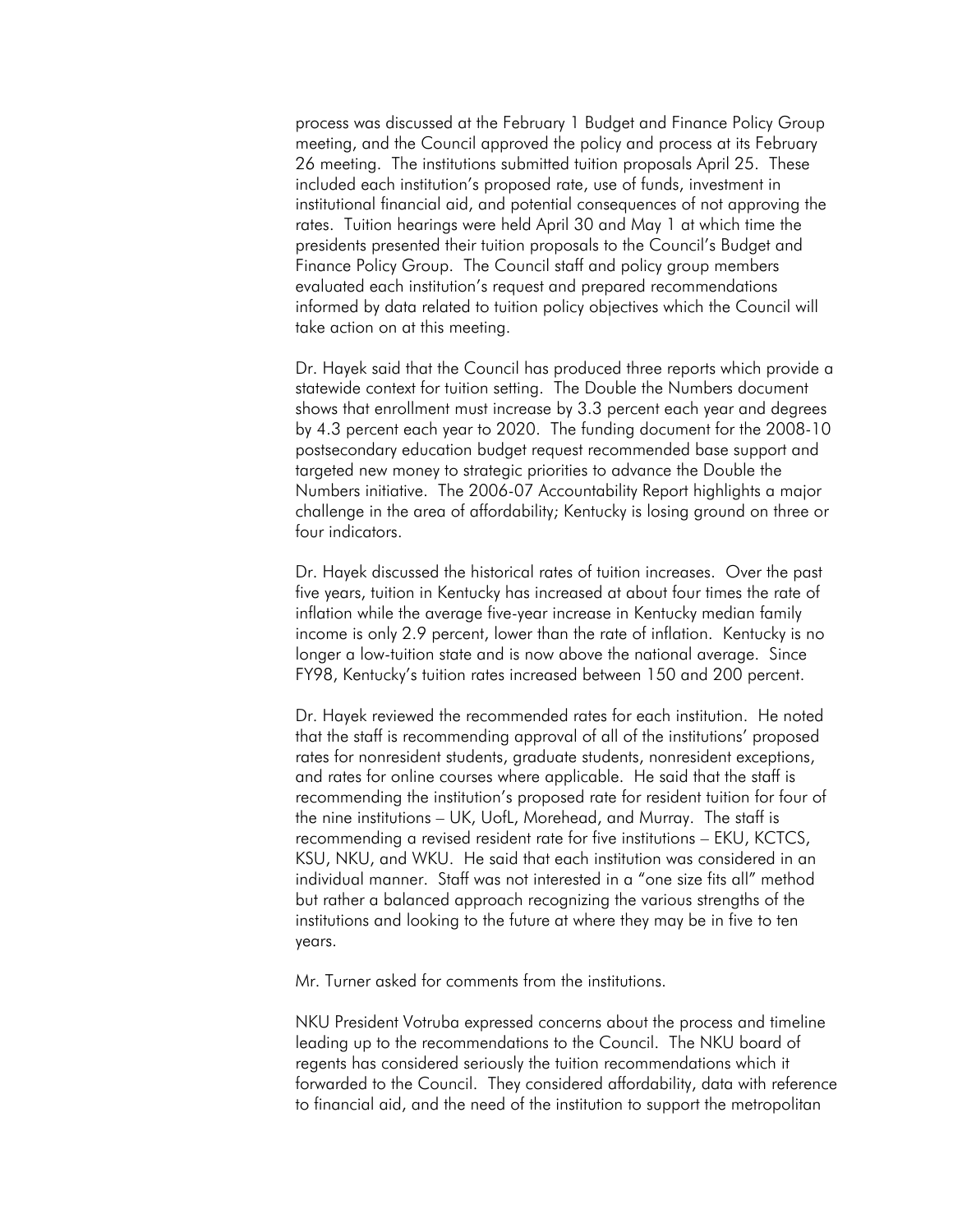process was discussed at the February 1 Budget and Finance Policy Group meeting, and the Council approved the policy and process at its February 26 meeting. The institutions submitted tuition proposals April 25. These included each institution's proposed rate, use of funds, investment in institutional financial aid, and potential consequences of not approving the rates. Tuition hearings were held April 30 and May 1 at which time the presidents presented their tuition proposals to the Council's Budget and Finance Policy Group. The Council staff and policy group members evaluated each institution's request and prepared recommendations informed by data related to tuition policy objectives which the Council will take action on at this meeting.

Dr. Hayek said that the Council has produced three reports which provide a statewide context for tuition setting. The Double the Numbers document shows that enrollment must increase by 3.3 percent each year and degrees by 4.3 percent each year to 2020. The funding document for the 2008-10 postsecondary education budget request recommended base support and targeted new money to strategic priorities to advance the Double the Numbers initiative. The 2006-07 Accountability Report highlights a major challenge in the area of affordability; Kentucky is losing ground on three or four indicators.

Dr. Hayek discussed the historical rates of tuition increases. Over the past five years, tuition in Kentucky has increased at about four times the rate of inflation while the average five-year increase in Kentucky median family income is only 2.9 percent, lower than the rate of inflation. Kentucky is no longer a low-tuition state and is now above the national average. Since FY98, Kentucky's tuition rates increased between 150 and 200 percent.

Dr. Hayek reviewed the recommended rates for each institution. He noted that the staff is recommending approval of all of the institutions' proposed rates for nonresident students, graduate students, nonresident exceptions, and rates for online courses where applicable. He said that the staff is recommending the institution's proposed rate for resident tuition for four of the nine institutions – UK, UofL, Morehead, and Murray. The staff is recommending a revised resident rate for five institutions – EKU, KCTCS, KSU, NKU, and WKU. He said that each institution was considered in an individual manner. Staff was not interested in a "one size fits all" method but rather a balanced approach recognizing the various strengths of the institutions and looking to the future at where they may be in five to ten years.

Mr. Turner asked for comments from the institutions.

NKU President Votruba expressed concerns about the process and timeline leading up to the recommendations to the Council. The NKU board of regents has considered seriously the tuition recommendations which it forwarded to the Council. They considered affordability, data with reference to financial aid, and the need of the institution to support the metropolitan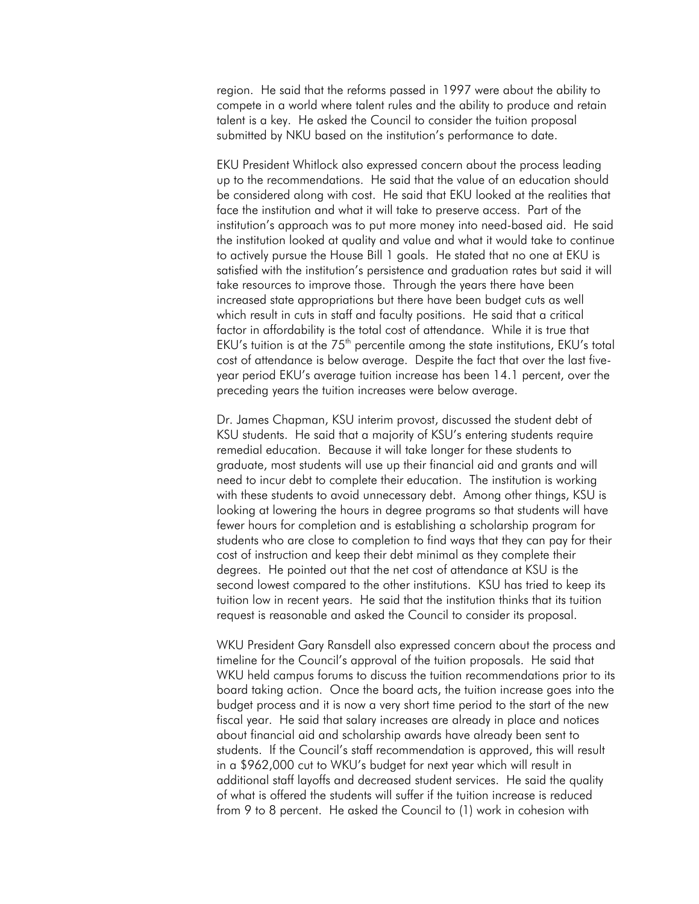region. He said that the reforms passed in 1997 were about the ability to compete in a world where talent rules and the ability to produce and retain talent is a key. He asked the Council to consider the tuition proposal submitted by NKU based on the institution's performance to date.

EKU President Whitlock also expressed concern about the process leading up to the recommendations. He said that the value of an education should be considered along with cost. He said that EKU looked at the realities that face the institution and what it will take to preserve access. Part of the institution's approach was to put more money into need-based aid. He said the institution looked at quality and value and what it would take to continue to actively pursue the House Bill 1 goals. He stated that no one at EKU is satisfied with the institution's persistence and graduation rates but said it will take resources to improve those. Through the years there have been increased state appropriations but there have been budget cuts as well which result in cuts in staff and faculty positions. He said that a critical factor in affordability is the total cost of attendance. While it is true that EKU's tuition is at the 75th percentile among the state institutions, EKU's total cost of attendance is below average. Despite the fact that over the last five-year period EKU's average tuition increase has been 14.1 percent, over the preceding years the tuition increases were below average.

Dr. James Chapman, KSU interim provost, discussed the student debt of KSU students. He said that a majority of KSU's entering students require remedial education. Because it will take longer for these students to graduate, most students will use up their financial aid and grants and will need to incur debt to complete their education. The institution is working with these students to avoid unnecessary debt. Among other things, KSU is looking at lowering the hours in degree programs so that students will have fewer hours for completion and is establishing a scholarship program for students who are close to completion to find ways that they can pay for their cost of instruction and keep their debt minimal as they complete their degrees. He pointed out that the net cost of attendance at KSU is the second lowest compared to the other institutions. KSU has tried to keep its tuition low in recent years. He said that the institution thinks that its tuition request is reasonable and asked the Council to consider its proposal.

WKU President Gary Ransdell also expressed concern about the process and timeline for the Council's approval of the tuition proposals. He said that WKU held campus forums to discuss the tuition recommendations prior to its board taking action. Once the board acts, the tuition increase goes into the budget process and it is now a very short time period to the start of the new fiscal year. He said that salary increases are already in place and notices about financial aid and scholarship awards have already been sent to students. If the Council's staff recommendation is approved, this will result in a $962,000 cut to WKU's budget for next year which will result in additional staff layoffs and decreased student services. He said the quality of what is offered the students will suffer if the tuition increase is reduced from 9 to 8 percent. He asked the Council to (1) work in cohesion with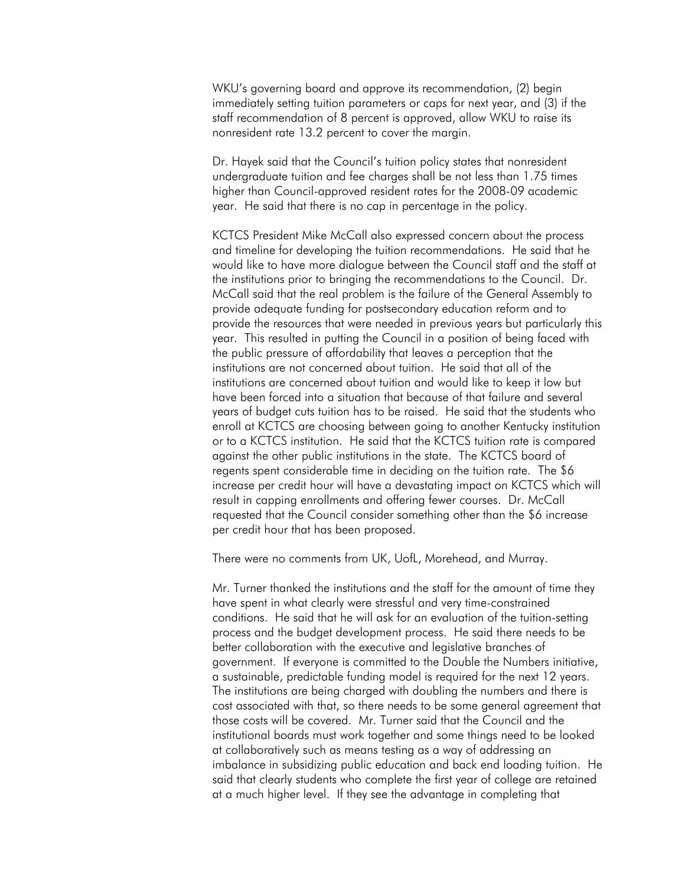WKU's governing board and approve its recommendation, (2) begin immediately setting tuition parameters or caps for next year, and (3) if the staff recommendation of 8 percent is approved, allow WKU to raise its nonresident rate 13.2 percent to cover the margin.

Dr. Hayek said that the Council's tuition policy states that nonresident undergraduate tuition and fee charges shall be not less than 1.75 times higher than Council-approved resident rates for the 2008-09 academic year. He said that there is no cap in percentage in the policy.

KCTCS President Mike McCall also expressed concern about the process and timeline for developing the tuition recommendations. He said that he would like to have more dialogue between the Council staff and the staff at the institutions prior to bringing the recommendations to the Council. Dr. McCall said that the real problem is the failure of the General Assembly to provide adequate funding for postsecondary education reform and to provide the resources that were needed in previous years but particularly this year. This resulted in putting the Council in a position of being faced with the public pressure of affordability that leaves a perception that the institutions are not concerned about tuition. He said that all of the institutions are concerned about tuition and would like to keep it low but have been forced into a situation that because of that failure and several years of budget cuts tuition has to be raised. He said that the students who enroll at KCTCS are choosing between going to another Kentucky institution or to a KCTCS institution. He said that the KCTCS tuition rate is compared against the other public institutions in the state. The KCTCS board of regents spent considerable time in deciding on the tuition rate. The $6 increase per credit hour will have a devastating impact on KCTCS which will result in capping enrollments and offering fewer courses. Dr. McCall requested that the Council consider something other than the $6 increase per credit hour that has been proposed.

There were no comments from UK, UofL, Morehead, and Murray.

Mr. Turner thanked the institutions and the staff for the amount of time they have spent in what clearly were stressful and very time-constrained conditions. He said that he will ask for an evaluation of the tuition-setting process and the budget development process. He said there needs to be better collaboration with the executive and legislative branches of government. If everyone is committed to the Double the Numbers initiative, a sustainable, predictable funding model is required for the next 12 years. The institutions are being charged with doubling the numbers and there is cost associated with that, so there needs to be some general agreement that those costs will be covered. Mr. Turner said that the Council and the institutional boards must work together and some things need to be looked at collaboratively such as means testing as a way of addressing an imbalance in subsidizing public education and back end loading tuition. He said that clearly students who complete the first year of college are retained at a much higher level. If they see the advantage in completing that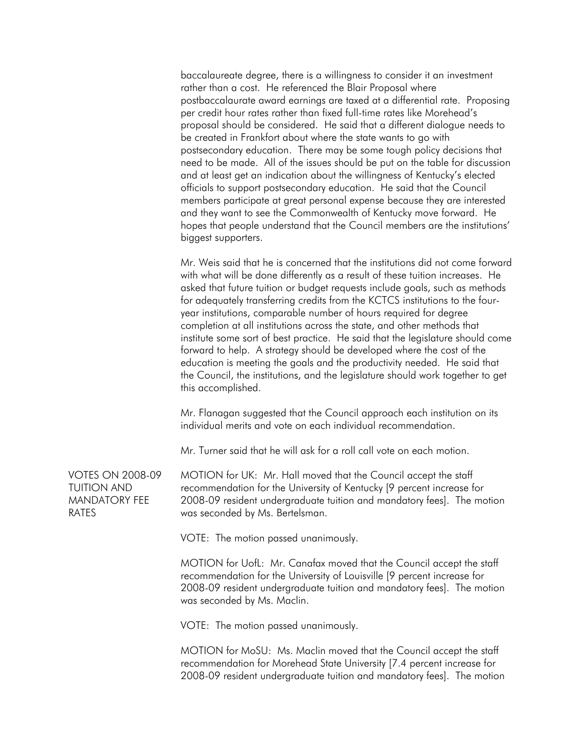baccalaureate degree, there is a willingness to consider it an investment rather than a cost. He referenced the Blair Proposal where postbaccalaurate award earnings are taxed at a differential rate. Proposing per credit hour rates rather than fixed full-time rates like Morehead's proposal should be considered. He said that a different dialogue needs to be created in Frankfort about where the state wants to go with postsecondary education. There may be some tough policy decisions that need to be made. All of the issues should be put on the table for discussion and at least get an indication about the willingness of Kentucky's elected officials to support postsecondary education. He said that the Council members participate at great personal expense because they are interested and they want to see the Commonwealth of Kentucky move forward. He hopes that people understand that the Council members are the institutions' biggest supporters.

Mr. Weis said that he is concerned that the institutions did not come forward with what will be done differently as a result of these tuition increases. He asked that future tuition or budget requests include goals, such as methods for adequately transferring credits from the KCTCS institutions to the four-year institutions, comparable number of hours required for degree completion at all institutions across the state, and other methods that institute some sort of best practice. He said that the legislature should come forward to help. A strategy should be developed where the cost of the education is meeting the goals and the productivity needed. He said that the Council, the institutions, and the legislature should work together to get this accomplished.

Mr. Flanagan suggested that the Council approach each institution on its individual merits and vote on each individual recommendation.

Mr. Turner said that he will ask for a roll call vote on each motion.

## VOTES ON 2008-09 TUITION AND MANDATORY FEE RATES

MOTION for UK: Mr. Hall moved that the Council accept the staff recommendation for the University of Kentucky [9 percent increase for 2008-09 resident undergraduate tuition and mandatory fees]. The motion was seconded by Ms. Bertelsman.

VOTE: The motion passed unanimously.

MOTION for UofL: Mr. Canafax moved that the Council accept the staff recommendation for the University of Louisville [9 percent increase for 2008-09 resident undergraduate tuition and mandatory fees]. The motion was seconded by Ms. Maclin.

VOTE: The motion passed unanimously.

MOTION for MoSU: Ms. Maclin moved that the Council accept the staff recommendation for Morehead State University [7.4 percent increase for 2008-09 resident undergraduate tuition and mandatory fees]. The motion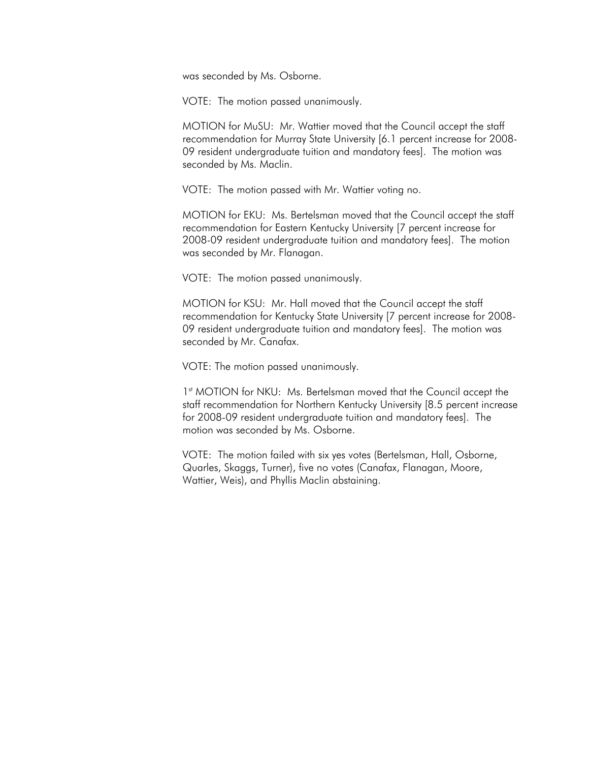was seconded by Ms. Osborne.

VOTE: The motion passed unanimously.

MOTION for MuSU: Mr. Wattier moved that the Council accept the staff recommendation for Murray State University [6.1 percent increase for 2008-09 resident undergraduate tuition and mandatory fees]. The motion was seconded by Ms. Maclin.

VOTE: The motion passed with Mr. Wattier voting no.

MOTION for EKU: Ms. Bertelsman moved that the Council accept the staff recommendation for Eastern Kentucky University [7 percent increase for 2008-09 resident undergraduate tuition and mandatory fees]. The motion was seconded by Mr. Flanagan.

VOTE: The motion passed unanimously.

MOTION for KSU: Mr. Hall moved that the Council accept the staff recommendation for Kentucky State University [7 percent increase for 2008-09 resident undergraduate tuition and mandatory fees]. The motion was seconded by Mr. Canafax.

VOTE: The motion passed unanimously.

1st MOTION for NKU: Ms. Bertelsman moved that the Council accept the staff recommendation for Northern Kentucky University [8.5 percent increase for 2008-09 resident undergraduate tuition and mandatory fees]. The motion was seconded by Ms. Osborne.

VOTE: The motion failed with six yes votes (Bertelsman, Hall, Osborne, Quarles, Skaggs, Turner), five no votes (Canafax, Flanagan, Moore, Wattier, Weis), and Phyllis Maclin abstaining.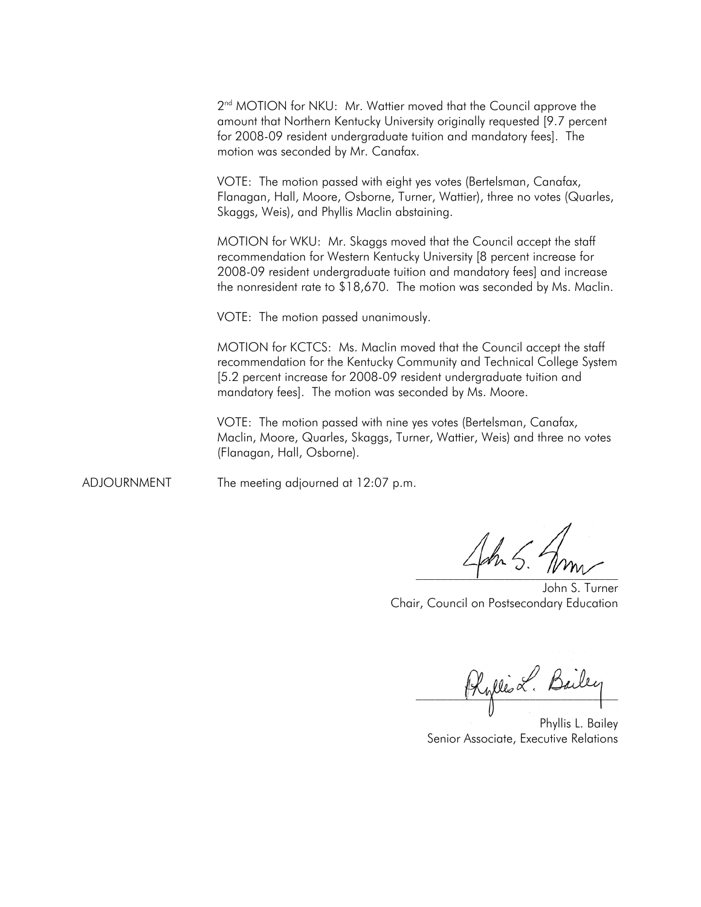2nd MOTION for NKU: Mr. Wattier moved that the Council approve the amount that Northern Kentucky University originally requested [9.7 percent for 2008-09 resident undergraduate tuition and mandatory fees]. The motion was seconded by Mr. Canafax.

VOTE: The motion passed with eight yes votes (Bertelsman, Canafax, Flanagan, Hall, Moore, Osborne, Turner, Wattier), three no votes (Quarles, Skaggs, Weis), and Phyllis Maclin abstaining.

MOTION for WKU: Mr. Skaggs moved that the Council accept the staff recommendation for Western Kentucky University [8 percent increase for 2008-09 resident undergraduate tuition and mandatory fees] and increase the nonresident rate to $18,670. The motion was seconded by Ms. Maclin.

VOTE: The motion passed unanimously.

MOTION for KCTCS: Ms. Maclin moved that the Council accept the staff recommendation for the Kentucky Community and Technical College System [5.2 percent increase for 2008-09 resident undergraduate tuition and mandatory fees]. The motion was seconded by Ms. Moore.

VOTE: The motion passed with nine yes votes (Bertelsman, Canafax, Maclin, Moore, Quarles, Skaggs, Turner, Wattier, Weis) and three no votes (Flanagan, Hall, Osborne).

ADJOURNMENT

The meeting adjourned at 12:07 p.m.

John S. Turner
Chair, Council on Postsecondary Education

Phyllis L. Bailey
Senior Associate, Executive Relations